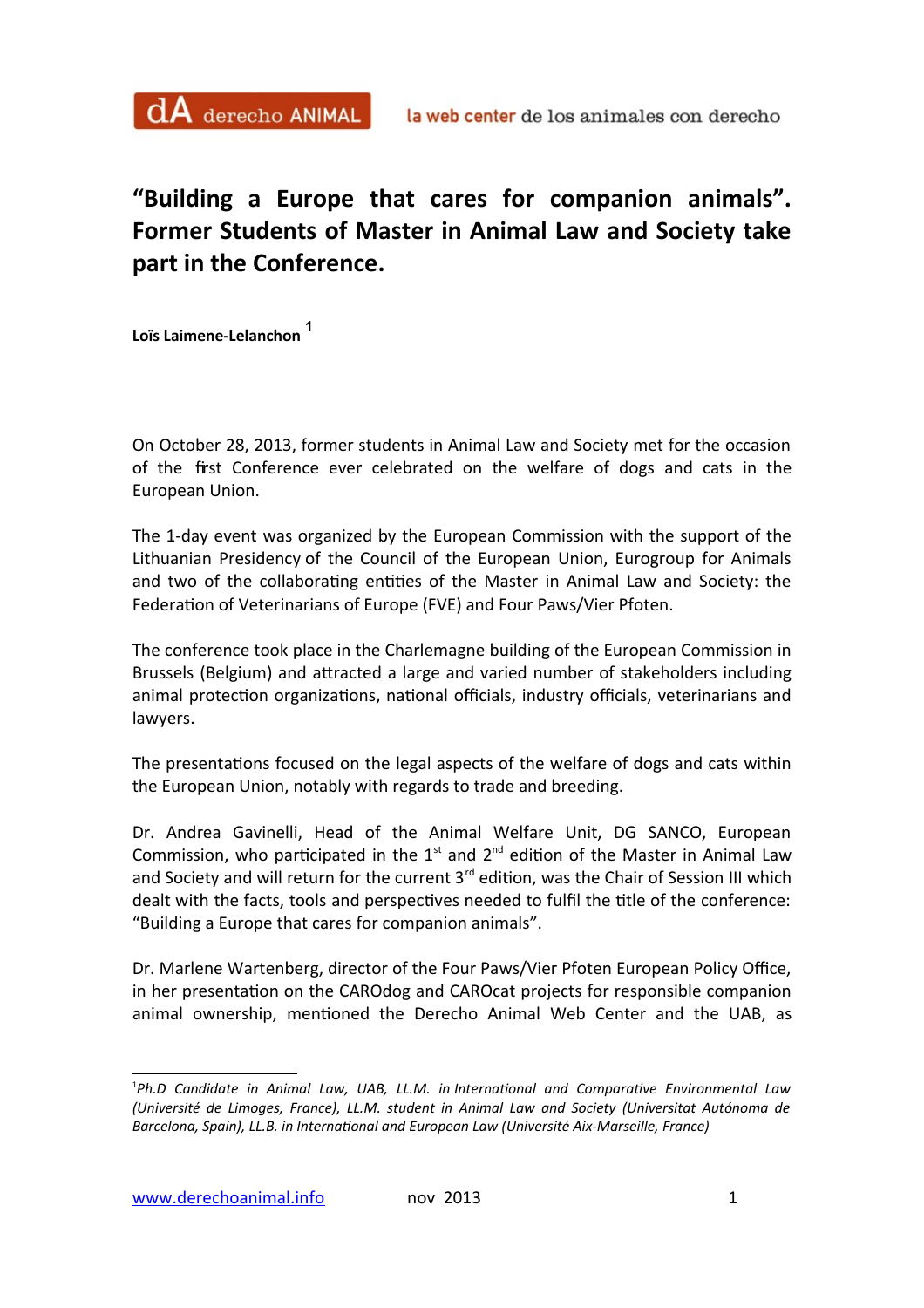# "Building a Europe that cares for companion animals". Former Students of Master in Animal Law and Society take part in the Conference.

**Loïs Laimene-Lelanchon** [1]

On October 28, 2013, former students in Animal Law and Society met for the occasion of the first Conference ever celebrated on the welfare of dogs and cats in the European Union.

The 1-day event was organized by the European Commission with the support of the Lithuanian Presidency of the Council of the European Union, Eurogroup for Animals and two of the collaborating entities of the Master in Animal Law and Society: the Federation of Veterinarians of Europe (FVE) and Four Paws/Vier Pfoten.

The conference took place in the Charlemagne building of the European Commission in Brussels (Belgium) and attracted a large and varied number of stakeholders including animal protection organizations, national officials, industry officials, veterinarians and lawyers.

The presentations focused on the legal aspects of the welfare of dogs and cats within the European Union, notably with regards to trade and breeding.

Dr. Andrea Gavinelli, Head of the Animal Welfare Unit, DG SANCO, European Commission, who participated in the 1st and 2nd edition of the Master in Animal Law and Society and will return for the current 3rd edition, was the Chair of Session III which dealt with the facts, tools and perspectives needed to fulfil the title of the conference: "Building a Europe that cares for companion animals".

Dr. Marlene Wartenberg, director of the Four Paws/Vier Pfoten European Policy Office, in her presentation on the CAROdog and CAROcat projects for responsible companion animal ownership, mentioned the Derecho Animal Web Center and the UAB, as

---

[1] *Ph.D Candidate in Animal Law, UAB, LL.M. in International and Comparative Environmental Law (Université de Limoges, France), LL.M. student in Animal Law and Society (Universitat Autónoma de Barcelona, Spain), LL.B. in International and European Law (Université Aix-Marseille, France)*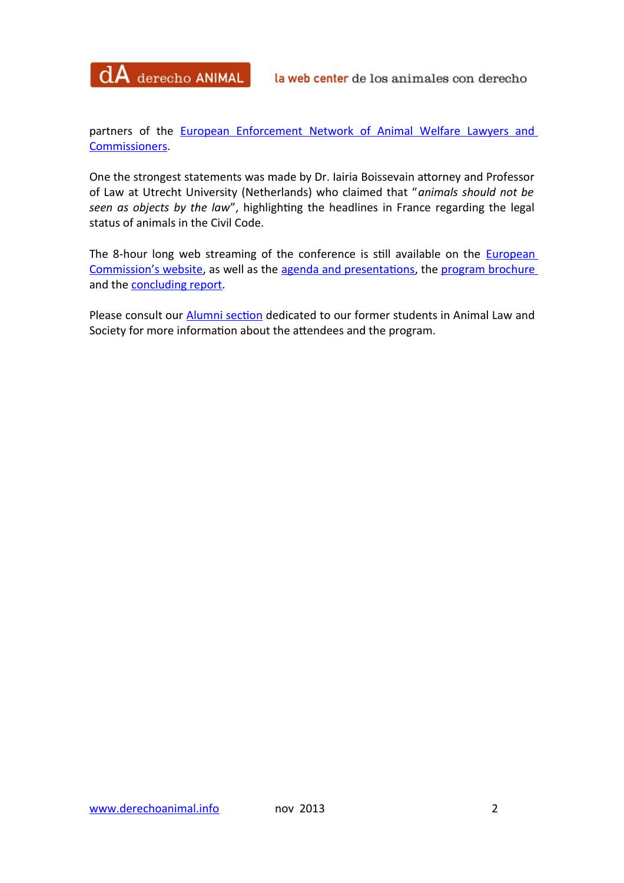partners of the European Enforcement Network of Animal Welfare Lawyers and Commissioners.

One the strongest statements was made by Dr. Iairia Boissevain attorney and Professor of Law at Utrecht University (Netherlands) who claimed that "*animals should not be seen as objects by the law*", highlighting the headlines in France regarding the legal status of animals in the Civil Code.

The 8-hour long web streaming of the conference is still available on the European Commission's website, as well as the agenda and presentations, the program brochure and the concluding report.

Please consult our Alumni section dedicated to our former students in Animal Law and Society for more information about the attendees and the program.